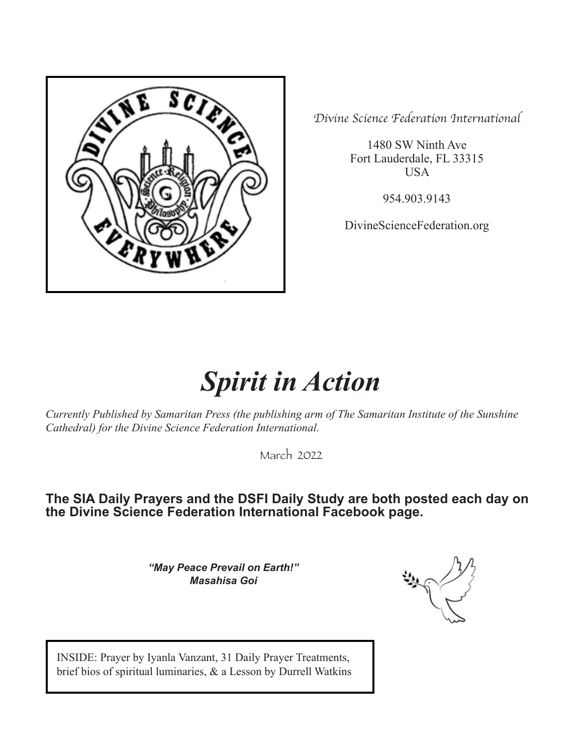*Divine Science Federation International*

1480 SW Ninth Ave
Fort Lauderdale, FL 33315
USA

954.903.9143

DivineScienceFederation.org

# *Spirit in Action*

*Currently Published by Samaritan Press (the publishing arm of The Samaritan Institute of the Sunshine Cathedral) for the Divine Science Federation International.*

March 2022

**The SIA Daily Prayers and the DSFI Daily Study are both posted each day on the Divine Science Federation International Facebook page.**

***"May Peace Prevail on Earth!"***
***Masahisa Goi***

INSIDE: Prayer by Iyanla Vanzant, 31 Daily Prayer Treatments, brief bios of spiritual luminaries, & a Lesson by Durrell Watkins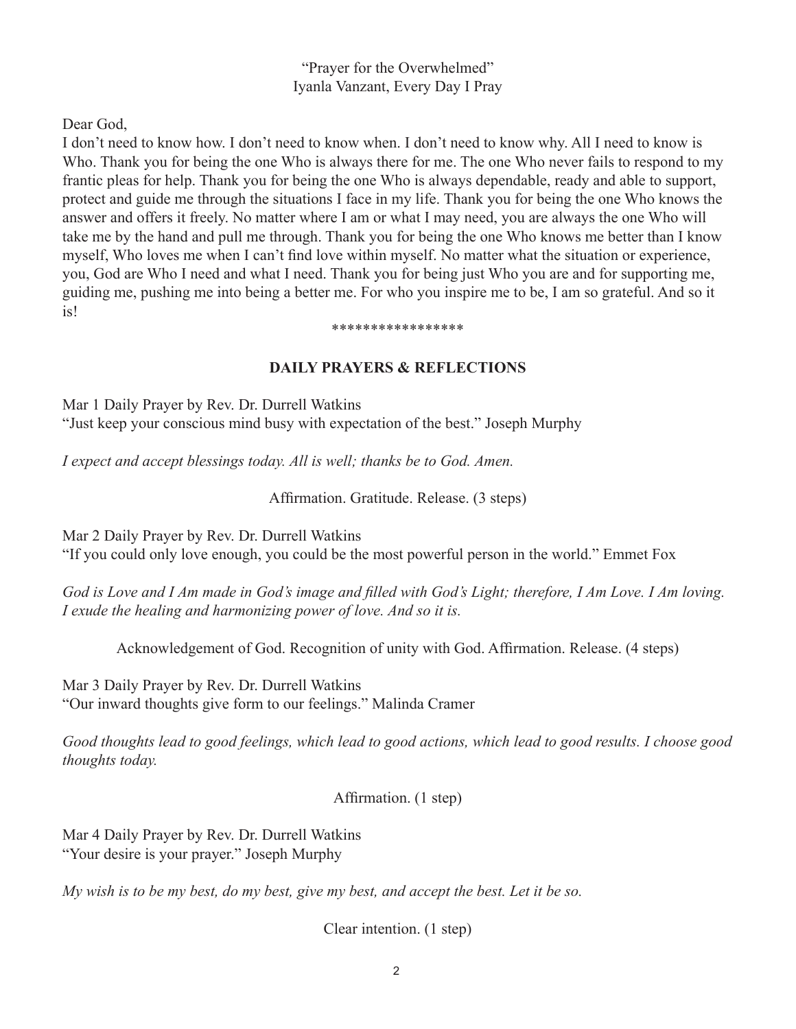"Prayer for the Overwhelmed"
Iyanla Vanzant, Every Day I Pray

Dear God,

I don't need to know how. I don't need to know when. I don't need to know why. All I need to know is Who. Thank you for being the one Who is always there for me. The one Who never fails to respond to my frantic pleas for help. Thank you for being the one Who is always dependable, ready and able to support, protect and guide me through the situations I face in my life. Thank you for being the one Who knows the answer and offers it freely. No matter where I am or what I may need, you are always the one Who will take me by the hand and pull me through. Thank you for being the one Who knows me better than I know myself, Who loves me when I can't find love within myself. No matter what the situation or experience, you, God are Who I need and what I need. Thank you for being just Who you are and for supporting me, guiding me, pushing me into being a better me. For who you inspire me to be, I am so grateful. And so it is!

*****************

## DAILY PRAYERS & REFLECTIONS

Mar 1 Daily Prayer by Rev. Dr. Durrell Watkins
"Just keep your conscious mind busy with expectation of the best." Joseph Murphy

*I expect and accept blessings today. All is well; thanks be to God. Amen.*

Affirmation. Gratitude. Release. (3 steps)

Mar 2 Daily Prayer by Rev. Dr. Durrell Watkins
"If you could only love enough, you could be the most powerful person in the world." Emmet Fox

*God is Love and I Am made in God's image and filled with God's Light; therefore, I Am Love. I Am loving. I exude the healing and harmonizing power of love. And so it is.*

Acknowledgement of God. Recognition of unity with God. Affirmation. Release. (4 steps)

Mar 3 Daily Prayer by Rev. Dr. Durrell Watkins
"Our inward thoughts give form to our feelings." Malinda Cramer

*Good thoughts lead to good feelings, which lead to good actions, which lead to good results. I choose good thoughts today.*

Affirmation. (1 step)

Mar 4 Daily Prayer by Rev. Dr. Durrell Watkins
"Your desire is your prayer." Joseph Murphy

*My wish is to be my best, do my best, give my best, and accept the best. Let it be so.*

Clear intention. (1 step)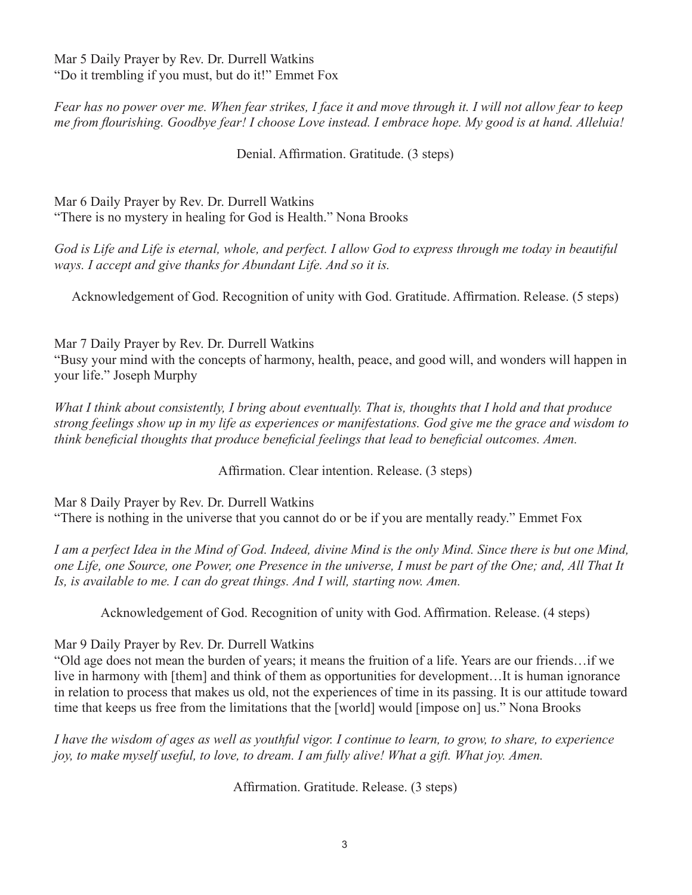Mar 5 Daily Prayer by Rev. Dr. Durrell Watkins
"Do it trembling if you must, but do it!" Emmet Fox

*Fear has no power over me. When fear strikes, I face it and move through it. I will not allow fear to keep me from flourishing. Goodbye fear! I choose Love instead. I embrace hope. My good is at hand. Alleluia!*

Denial. Affirmation. Gratitude. (3 steps)

Mar 6 Daily Prayer by Rev. Dr. Durrell Watkins
"There is no mystery in healing for God is Health." Nona Brooks

*God is Life and Life is eternal, whole, and perfect. I allow God to express through me today in beautiful ways. I accept and give thanks for Abundant Life. And so it is.*

Acknowledgement of God. Recognition of unity with God. Gratitude. Affirmation. Release. (5 steps)

Mar 7 Daily Prayer by Rev. Dr. Durrell Watkins
"Busy your mind with the concepts of harmony, health, peace, and good will, and wonders will happen in your life." Joseph Murphy

*What I think about consistently, I bring about eventually. That is, thoughts that I hold and that produce strong feelings show up in my life as experiences or manifestations. God give me the grace and wisdom to think beneficial thoughts that produce beneficial feelings that lead to beneficial outcomes. Amen.*

Affirmation. Clear intention. Release. (3 steps)

Mar 8 Daily Prayer by Rev. Dr. Durrell Watkins
"There is nothing in the universe that you cannot do or be if you are mentally ready." Emmet Fox

*I am a perfect Idea in the Mind of God. Indeed, divine Mind is the only Mind. Since there is but one Mind, one Life, one Source, one Power, one Presence in the universe, I must be part of the One; and, All That It Is, is available to me. I can do great things. And I will, starting now. Amen.*

Acknowledgement of God. Recognition of unity with God. Affirmation. Release. (4 steps)

Mar 9 Daily Prayer by Rev. Dr. Durrell Watkins
"Old age does not mean the burden of years; it means the fruition of a life. Years are our friends…if we live in harmony with [them] and think of them as opportunities for development…It is human ignorance in relation to process that makes us old, not the experiences of time in its passing. It is our attitude toward time that keeps us free from the limitations that the [world] would [impose on] us." Nona Brooks

*I have the wisdom of ages as well as youthful vigor. I continue to learn, to grow, to share, to experience joy, to make myself useful, to love, to dream. I am fully alive! What a gift. What joy. Amen.*

Affirmation. Gratitude. Release. (3 steps)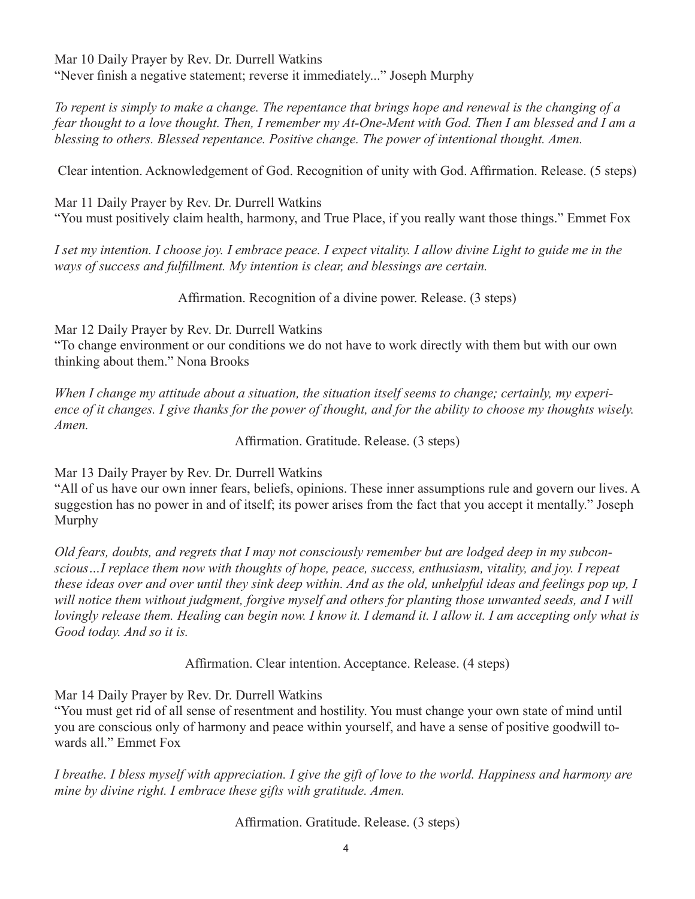Mar 10 Daily Prayer by Rev. Dr. Durrell Watkins
"Never finish a negative statement; reverse it immediately..." Joseph Murphy

*To repent is simply to make a change. The repentance that brings hope and renewal is the changing of a fear thought to a love thought. Then, I remember my At-One-Ment with God. Then I am blessed and I am a blessing to others. Blessed repentance. Positive change. The power of intentional thought. Amen.*

Clear intention. Acknowledgement of God. Recognition of unity with God. Affirmation. Release. (5 steps)

Mar 11 Daily Prayer by Rev. Dr. Durrell Watkins
"You must positively claim health, harmony, and True Place, if you really want those things." Emmet Fox

*I set my intention. I choose joy. I embrace peace. I expect vitality. I allow divine Light to guide me in the ways of success and fulfillment. My intention is clear, and blessings are certain.*

Affirmation. Recognition of a divine power. Release. (3 steps)

Mar 12 Daily Prayer by Rev. Dr. Durrell Watkins
"To change environment or our conditions we do not have to work directly with them but with our own thinking about them." Nona Brooks

*When I change my attitude about a situation, the situation itself seems to change; certainly, my experience of it changes. I give thanks for the power of thought, and for the ability to choose my thoughts wisely. Amen.*

Affirmation. Gratitude. Release. (3 steps)

Mar 13 Daily Prayer by Rev. Dr. Durrell Watkins
"All of us have our own inner fears, beliefs, opinions. These inner assumptions rule and govern our lives. A suggestion has no power in and of itself; its power arises from the fact that you accept it mentally." Joseph Murphy

*Old fears, doubts, and regrets that I may not consciously remember but are lodged deep in my subconscious…I replace them now with thoughts of hope, peace, success, enthusiasm, vitality, and joy. I repeat these ideas over and over until they sink deep within. And as the old, unhelpful ideas and feelings pop up, I will notice them without judgment, forgive myself and others for planting those unwanted seeds, and I will lovingly release them. Healing can begin now. I know it. I demand it. I allow it. I am accepting only what is Good today. And so it is.*

Affirmation. Clear intention. Acceptance. Release. (4 steps)

Mar 14 Daily Prayer by Rev. Dr. Durrell Watkins
"You must get rid of all sense of resentment and hostility. You must change your own state of mind until you are conscious only of harmony and peace within yourself, and have a sense of positive goodwill towards all." Emmet Fox

*I breathe. I bless myself with appreciation. I give the gift of love to the world. Happiness and harmony are mine by divine right. I embrace these gifts with gratitude. Amen.*

Affirmation. Gratitude. Release. (3 steps)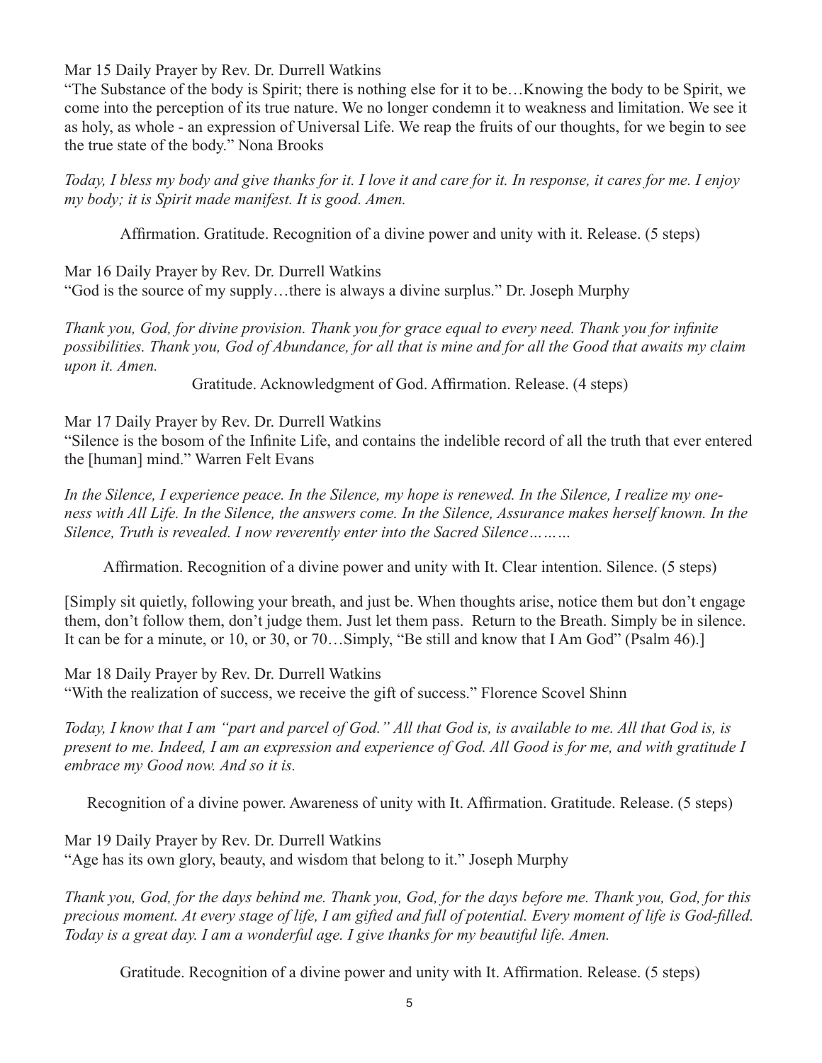Mar 15 Daily Prayer by Rev. Dr. Durrell Watkins

"The Substance of the body is Spirit; there is nothing else for it to be…Knowing the body to be Spirit, we come into the perception of its true nature. We no longer condemn it to weakness and limitation. We see it as holy, as whole - an expression of Universal Life. We reap the fruits of our thoughts, for we begin to see the true state of the body." Nona Brooks

*Today, I bless my body and give thanks for it. I love it and care for it. In response, it cares for me. I enjoy my body; it is Spirit made manifest. It is good. Amen.*

Affirmation. Gratitude. Recognition of a divine power and unity with it. Release. (5 steps)

Mar 16 Daily Prayer by Rev. Dr. Durrell Watkins

"God is the source of my supply…there is always a divine surplus." Dr. Joseph Murphy

*Thank you, God, for divine provision. Thank you for grace equal to every need. Thank you for infinite possibilities. Thank you, God of Abundance, for all that is mine and for all the Good that awaits my claim upon it. Amen.*

Gratitude. Acknowledgment of God. Affirmation. Release. (4 steps)

Mar 17 Daily Prayer by Rev. Dr. Durrell Watkins

"Silence is the bosom of the Infinite Life, and contains the indelible record of all the truth that ever entered the [human] mind." Warren Felt Evans

*In the Silence, I experience peace. In the Silence, my hope is renewed. In the Silence, I realize my oneness with All Life. In the Silence, the answers come. In the Silence, Assurance makes herself known. In the Silence, Truth is revealed. I now reverently enter into the Sacred Silence………*

Affirmation. Recognition of a divine power and unity with It. Clear intention. Silence. (5 steps)

[Simply sit quietly, following your breath, and just be. When thoughts arise, notice them but don't engage them, don't follow them, don't judge them. Just let them pass. Return to the Breath. Simply be in silence. It can be for a minute, or 10, or 30, or 70…Simply, "Be still and know that I Am God" (Psalm 46).]

Mar 18 Daily Prayer by Rev. Dr. Durrell Watkins

"With the realization of success, we receive the gift of success." Florence Scovel Shinn

*Today, I know that I am "part and parcel of God." All that God is, is available to me. All that God is, is present to me. Indeed, I am an expression and experience of God. All Good is for me, and with gratitude I embrace my Good now. And so it is.*

Recognition of a divine power. Awareness of unity with It. Affirmation. Gratitude. Release. (5 steps)

Mar 19 Daily Prayer by Rev. Dr. Durrell Watkins

"Age has its own glory, beauty, and wisdom that belong to it." Joseph Murphy

*Thank you, God, for the days behind me. Thank you, God, for the days before me. Thank you, God, for this precious moment. At every stage of life, I am gifted and full of potential. Every moment of life is God-filled. Today is a great day. I am a wonderful age. I give thanks for my beautiful life. Amen.*

Gratitude. Recognition of a divine power and unity with It. Affirmation. Release. (5 steps)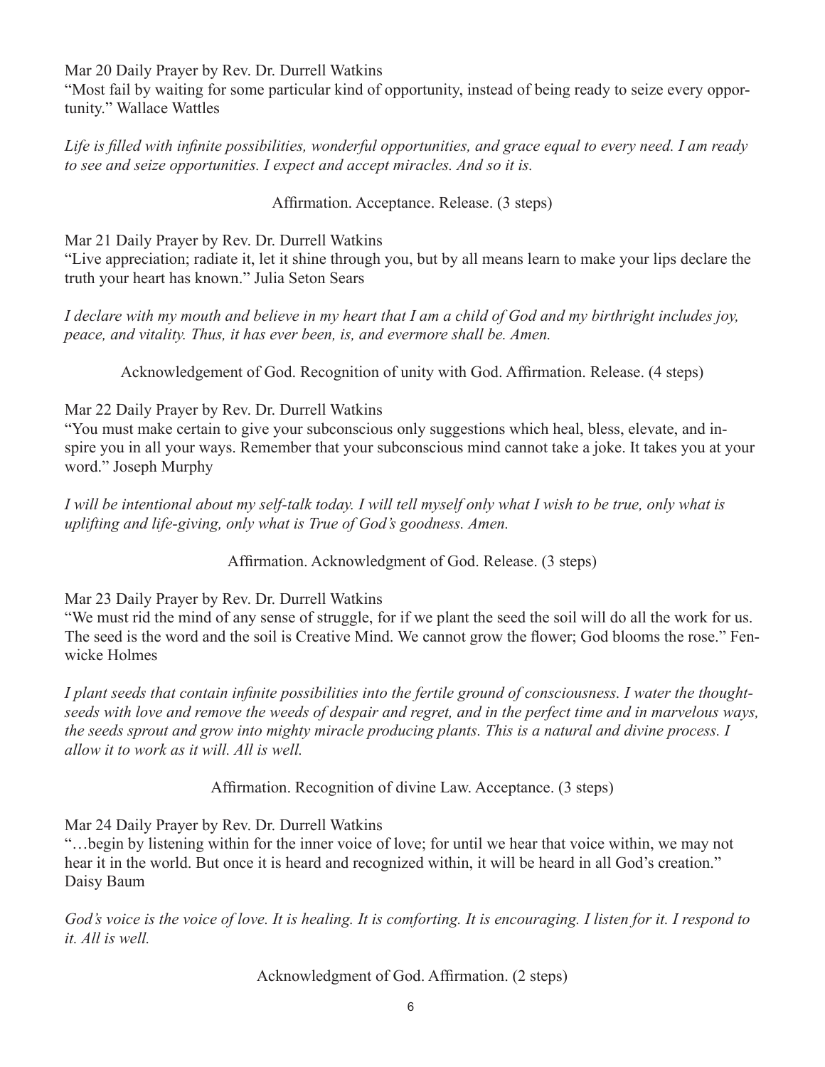Mar 20 Daily Prayer by Rev. Dr. Durrell Watkins

"Most fail by waiting for some particular kind of opportunity, instead of being ready to seize every opportunity." Wallace Wattles

*Life is filled with infinite possibilities, wonderful opportunities, and grace equal to every need. I am ready to see and seize opportunities. I expect and accept miracles. And so it is.*

Affirmation. Acceptance. Release. (3 steps)

Mar 21 Daily Prayer by Rev. Dr. Durrell Watkins

"Live appreciation; radiate it, let it shine through you, but by all means learn to make your lips declare the truth your heart has known." Julia Seton Sears

*I declare with my mouth and believe in my heart that I am a child of God and my birthright includes joy, peace, and vitality. Thus, it has ever been, is, and evermore shall be. Amen.*

Acknowledgement of God. Recognition of unity with God. Affirmation. Release. (4 steps)

Mar 22 Daily Prayer by Rev. Dr. Durrell Watkins

"You must make certain to give your subconscious only suggestions which heal, bless, elevate, and inspire you in all your ways. Remember that your subconscious mind cannot take a joke. It takes you at your word." Joseph Murphy

*I will be intentional about my self-talk today. I will tell myself only what I wish to be true, only what is uplifting and life-giving, only what is True of God's goodness. Amen.*

Affirmation. Acknowledgment of God. Release. (3 steps)

Mar 23 Daily Prayer by Rev. Dr. Durrell Watkins

"We must rid the mind of any sense of struggle, for if we plant the seed the soil will do all the work for us. The seed is the word and the soil is Creative Mind. We cannot grow the flower; God blooms the rose." Fenwicke Holmes

*I plant seeds that contain infinite possibilities into the fertile ground of consciousness. I water the thought-seeds with love and remove the weeds of despair and regret, and in the perfect time and in marvelous ways, the seeds sprout and grow into mighty miracle producing plants. This is a natural and divine process. I allow it to work as it will. All is well.*

Affirmation. Recognition of divine Law. Acceptance. (3 steps)

Mar 24 Daily Prayer by Rev. Dr. Durrell Watkins

"…begin by listening within for the inner voice of love; for until we hear that voice within, we may not hear it in the world. But once it is heard and recognized within, it will be heard in all God's creation." Daisy Baum

*God's voice is the voice of love. It is healing. It is comforting. It is encouraging. I listen for it. I respond to it. All is well.*

Acknowledgment of God. Affirmation. (2 steps)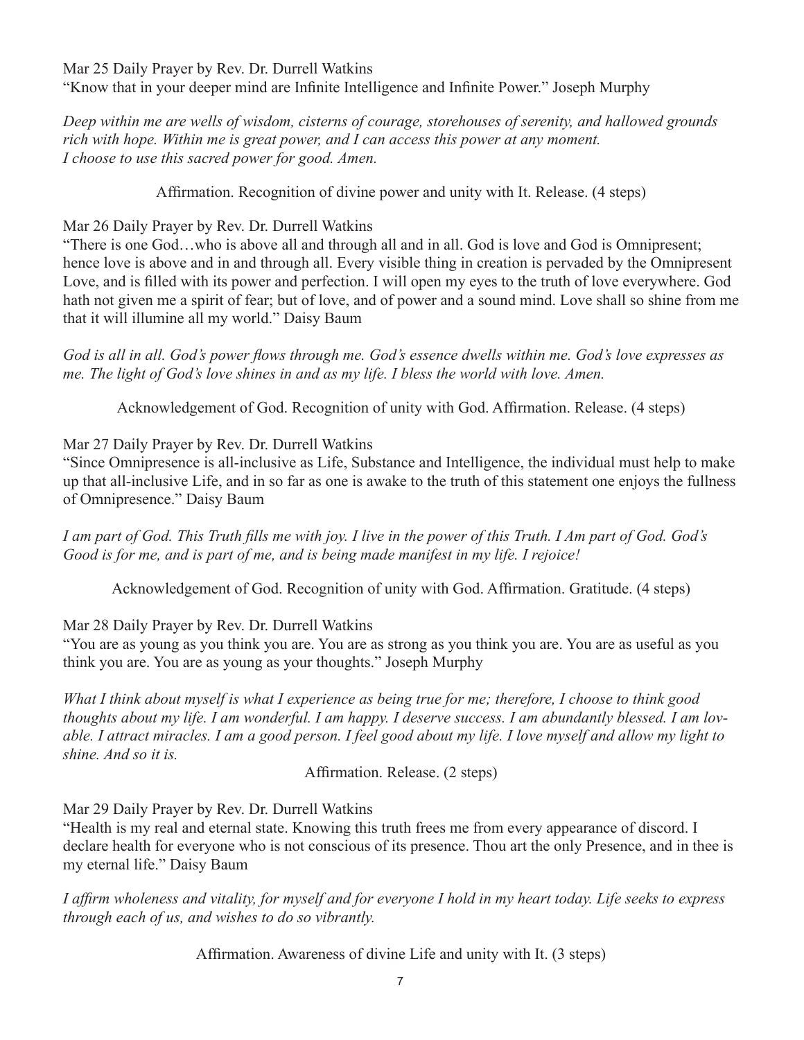Mar 25 Daily Prayer by Rev. Dr. Durrell Watkins
"Know that in your deeper mind are Infinite Intelligence and Infinite Power." Joseph Murphy

*Deep within me are wells of wisdom, cisterns of courage, storehouses of serenity, and hallowed grounds rich with hope. Within me is great power, and I can access this power at any moment. I choose to use this sacred power for good. Amen.*

Affirmation. Recognition of divine power and unity with It. Release. (4 steps)

Mar 26 Daily Prayer by Rev. Dr. Durrell Watkins
"There is one God…who is above all and through all and in all. God is love and God is Omnipresent; hence love is above and in and through all. Every visible thing in creation is pervaded by the Omnipresent Love, and is filled with its power and perfection. I will open my eyes to the truth of love everywhere. God hath not given me a spirit of fear; but of love, and of power and a sound mind. Love shall so shine from me that it will illumine all my world." Daisy Baum

*God is all in all. God's power flows through me. God's essence dwells within me. God's love expresses as me. The light of God's love shines in and as my life. I bless the world with love. Amen.*

Acknowledgement of God. Recognition of unity with God. Affirmation. Release. (4 steps)

Mar 27 Daily Prayer by Rev. Dr. Durrell Watkins
"Since Omnipresence is all-inclusive as Life, Substance and Intelligence, the individual must help to make up that all-inclusive Life, and in so far as one is awake to the truth of this statement one enjoys the fullness of Omnipresence." Daisy Baum

*I am part of God. This Truth fills me with joy. I live in the power of this Truth. I Am part of God. God's Good is for me, and is part of me, and is being made manifest in my life. I rejoice!*

Acknowledgement of God. Recognition of unity with God. Affirmation. Gratitude. (4 steps)

Mar 28 Daily Prayer by Rev. Dr. Durrell Watkins
"You are as young as you think you are. You are as strong as you think you are. You are as useful as you think you are. You are as young as your thoughts." Joseph Murphy

*What I think about myself is what I experience as being true for me; therefore, I choose to think good thoughts about my life. I am wonderful. I am happy. I deserve success. I am abundantly blessed. I am lovable. I attract miracles. I am a good person. I feel good about my life. I love myself and allow my light to shine. And so it is.*

Affirmation. Release. (2 steps)

Mar 29 Daily Prayer by Rev. Dr. Durrell Watkins
"Health is my real and eternal state. Knowing this truth frees me from every appearance of discord. I declare health for everyone who is not conscious of its presence. Thou art the only Presence, and in thee is my eternal life." Daisy Baum

*I affirm wholeness and vitality, for myself and for everyone I hold in my heart today. Life seeks to express through each of us, and wishes to do so vibrantly.*

Affirmation. Awareness of divine Life and unity with It. (3 steps)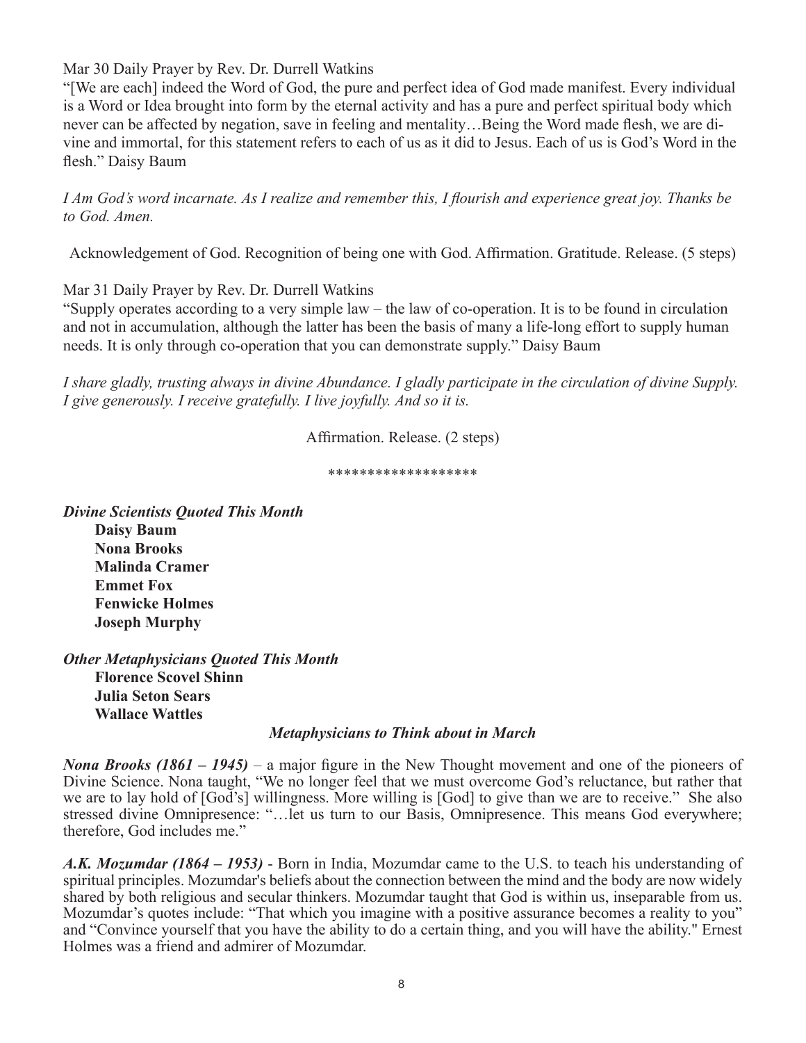Mar 30 Daily Prayer by Rev. Dr. Durrell Watkins

"[We are each] indeed the Word of God, the pure and perfect idea of God made manifest. Every individual is a Word or Idea brought into form by the eternal activity and has a pure and perfect spiritual body which never can be affected by negation, save in feeling and mentality…Being the Word made flesh, we are divine and immortal, for this statement refers to each of us as it did to Jesus. Each of us is God's Word in the flesh." Daisy Baum

*I Am God's word incarnate. As I realize and remember this, I flourish and experience great joy. Thanks be to God. Amen.*

Acknowledgement of God. Recognition of being one with God. Affirmation. Gratitude. Release. (5 steps)

Mar 31 Daily Prayer by Rev. Dr. Durrell Watkins

"Supply operates according to a very simple law – the law of co-operation. It is to be found in circulation and not in accumulation, although the latter has been the basis of many a life-long effort to supply human needs. It is only through co-operation that you can demonstrate supply." Daisy Baum

*I share gladly, trusting always in divine Abundance. I gladly participate in the circulation of divine Supply. I give generously. I receive gratefully. I live joyfully. And so it is.*

Affirmation. Release. (2 steps)

*******************

***Divine Scientists Quoted This Month***

**Daisy Baum**
**Nona Brooks**
**Malinda Cramer**
**Emmet Fox**
**Fenwicke Holmes**
**Joseph Murphy**

***Other Metaphysicians Quoted This Month***

**Florence Scovel Shinn**
**Julia Seton Sears**
**Wallace Wattles**

### *Metaphysicians to Think about in March*

***Nona Brooks (1861 – 1945)*** – a major figure in the New Thought movement and one of the pioneers of Divine Science. Nona taught, "We no longer feel that we must overcome God's reluctance, but rather that we are to lay hold of [God's] willingness. More willing is [God] to give than we are to receive." She also stressed divine Omnipresence: "…let us turn to our Basis, Omnipresence. This means God everywhere; therefore, God includes me."

***A.K. Mozumdar (1864 – 1953)*** - Born in India, Mozumdar came to the U.S. to teach his understanding of spiritual principles. Mozumdar's beliefs about the connection between the mind and the body are now widely shared by both religious and secular thinkers. Mozumdar taught that God is within us, inseparable from us. Mozumdar's quotes include: "That which you imagine with a positive assurance becomes a reality to you" and "Convince yourself that you have the ability to do a certain thing, and you will have the ability." Ernest Holmes was a friend and admirer of Mozumdar.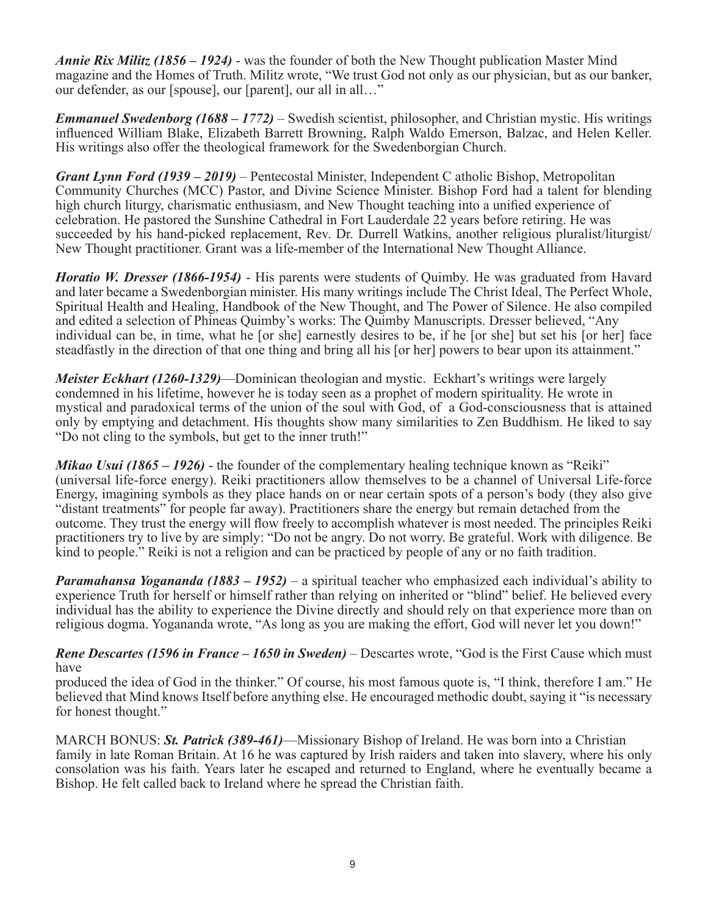***Annie Rix Militz (1856 – 1924)*** - was the founder of both the New Thought publication Master Mind magazine and the Homes of Truth. Militz wrote, "We trust God not only as our physician, but as our banker, our defender, as our [spouse], our [parent], our all in all…"

***Emmanuel Swedenborg (1688 – 1772)*** – Swedish scientist, philosopher, and Christian mystic. His writings influenced William Blake, Elizabeth Barrett Browning, Ralph Waldo Emerson, Balzac, and Helen Keller. His writings also offer the theological framework for the Swedenborgian Church.

***Grant Lynn Ford (1939 – 2019)*** – Pentecostal Minister, Independent C atholic Bishop, Metropolitan Community Churches (MCC) Pastor, and Divine Science Minister. Bishop Ford had a talent for blending high church liturgy, charismatic enthusiasm, and New Thought teaching into a unified experience of celebration. He pastored the Sunshine Cathedral in Fort Lauderdale 22 years before retiring. He was succeeded by his hand-picked replacement, Rev. Dr. Durrell Watkins, another religious pluralist/liturgist/ New Thought practitioner. Grant was a life-member of the International New Thought Alliance.

***Horatio W. Dresser (1866-1954)*** - His parents were students of Quimby. He was graduated from Havard and later became a Swedenborgian minister. His many writings include The Christ Ideal, The Perfect Whole, Spiritual Health and Healing, Handbook of the New Thought, and The Power of Silence. He also compiled and edited a selection of Phineas Quimby's works: The Quimby Manuscripts. Dresser believed, "Any individual can be, in time, what he [or she] earnestly desires to be, if he [or she] but set his [or her] face steadfastly in the direction of that one thing and bring all his [or her] powers to bear upon its attainment."

***Meister Eckhart (1260-1329)***—Dominican theologian and mystic. Eckhart's writings were largely condemned in his lifetime, however he is today seen as a prophet of modern spirituality. He wrote in mystical and paradoxical terms of the union of the soul with God, of a God-consciousness that is attained only by emptying and detachment. His thoughts show many similarities to Zen Buddhism. He liked to say "Do not cling to the symbols, but get to the inner truth!"

***Mikao Usui (1865 – 1926)*** - the founder of the complementary healing technique known as "Reiki" (universal life-force energy). Reiki practitioners allow themselves to be a channel of Universal Life-force Energy, imagining symbols as they place hands on or near certain spots of a person's body (they also give "distant treatments" for people far away). Practitioners share the energy but remain detached from the outcome. They trust the energy will flow freely to accomplish whatever is most needed. The principles Reiki practitioners try to live by are simply: "Do not be angry. Do not worry. Be grateful. Work with diligence. Be kind to people." Reiki is not a religion and can be practiced by people of any or no faith tradition.

***Paramahansa Yogananda (1883 – 1952)*** – a spiritual teacher who emphasized each individual's ability to experience Truth for herself or himself rather than relying on inherited or "blind" belief. He believed every individual has the ability to experience the Divine directly and should rely on that experience more than on religious dogma. Yogananda wrote, "As long as you are making the effort, God will never let you down!"

***Rene Descartes (1596 in France – 1650 in Sweden)*** – Descartes wrote, "God is the First Cause which must have produced the idea of God in the thinker." Of course, his most famous quote is, "I think, therefore I am." He believed that Mind knows Itself before anything else. He encouraged methodic doubt, saying it "is necessary for honest thought."

MARCH BONUS: ***St. Patrick (389-461)***—Missionary Bishop of Ireland. He was born into a Christian family in late Roman Britain. At 16 he was captured by Irish raiders and taken into slavery, where his only consolation was his faith. Years later he escaped and returned to England, where he eventually became a Bishop. He felt called back to Ireland where he spread the Christian faith.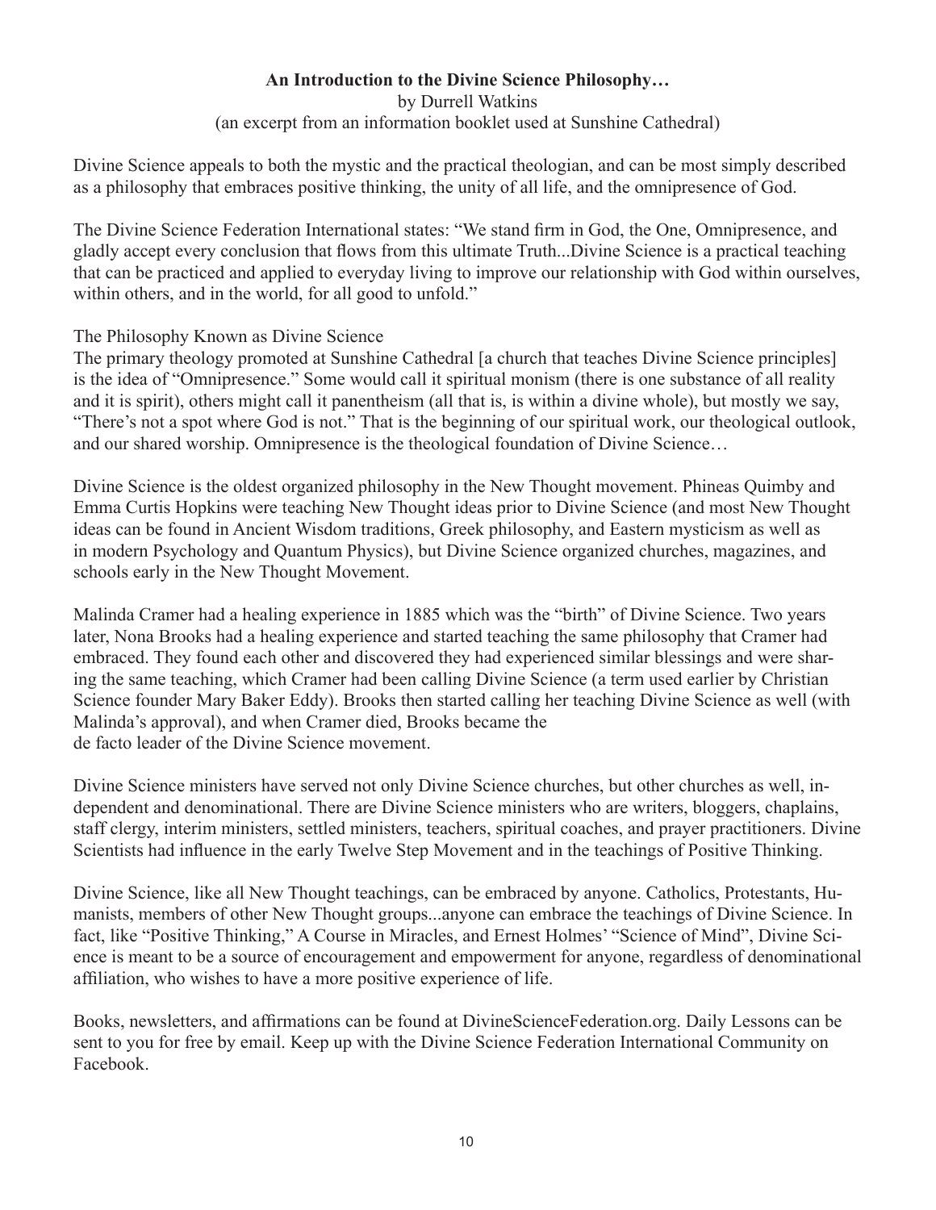**An Introduction to the Divine Science Philosophy…**

by Durrell Watkins

(an excerpt from an information booklet used at Sunshine Cathedral)

Divine Science appeals to both the mystic and the practical theologian, and can be most simply described as a philosophy that embraces positive thinking, the unity of all life, and the omnipresence of God.

The Divine Science Federation International states: "We stand firm in God, the One, Omnipresence, and gladly accept every conclusion that flows from this ultimate Truth...Divine Science is a practical teaching that can be practiced and applied to everyday living to improve our relationship with God within ourselves, within others, and in the world, for all good to unfold."

The Philosophy Known as Divine Science

The primary theology promoted at Sunshine Cathedral [a church that teaches Divine Science principles] is the idea of "Omnipresence." Some would call it spiritual monism (there is one substance of all reality and it is spirit), others might call it panentheism (all that is, is within a divine whole), but mostly we say, "There's not a spot where God is not." That is the beginning of our spiritual work, our theological outlook, and our shared worship. Omnipresence is the theological foundation of Divine Science…

Divine Science is the oldest organized philosophy in the New Thought movement. Phineas Quimby and Emma Curtis Hopkins were teaching New Thought ideas prior to Divine Science (and most New Thought ideas can be found in Ancient Wisdom traditions, Greek philosophy, and Eastern mysticism as well as in modern Psychology and Quantum Physics), but Divine Science organized churches, magazines, and schools early in the New Thought Movement.

Malinda Cramer had a healing experience in 1885 which was the "birth" of Divine Science. Two years later, Nona Brooks had a healing experience and started teaching the same philosophy that Cramer had embraced. They found each other and discovered they had experienced similar blessings and were sharing the same teaching, which Cramer had been calling Divine Science (a term used earlier by Christian Science founder Mary Baker Eddy). Brooks then started calling her teaching Divine Science as well (with Malinda's approval), and when Cramer died, Brooks became the de facto leader of the Divine Science movement.

Divine Science ministers have served not only Divine Science churches, but other churches as well, independent and denominational. There are Divine Science ministers who are writers, bloggers, chaplains, staff clergy, interim ministers, settled ministers, teachers, spiritual coaches, and prayer practitioners. Divine Scientists had influence in the early Twelve Step Movement and in the teachings of Positive Thinking.

Divine Science, like all New Thought teachings, can be embraced by anyone. Catholics, Protestants, Humanists, members of other New Thought groups...anyone can embrace the teachings of Divine Science. In fact, like "Positive Thinking," A Course in Miracles, and Ernest Holmes' "Science of Mind", Divine Science is meant to be a source of encouragement and empowerment for anyone, regardless of denominational affiliation, who wishes to have a more positive experience of life.

Books, newsletters, and affirmations can be found at DivineScienceFederation.org. Daily Lessons can be sent to you for free by email. Keep up with the Divine Science Federation International Community on Facebook.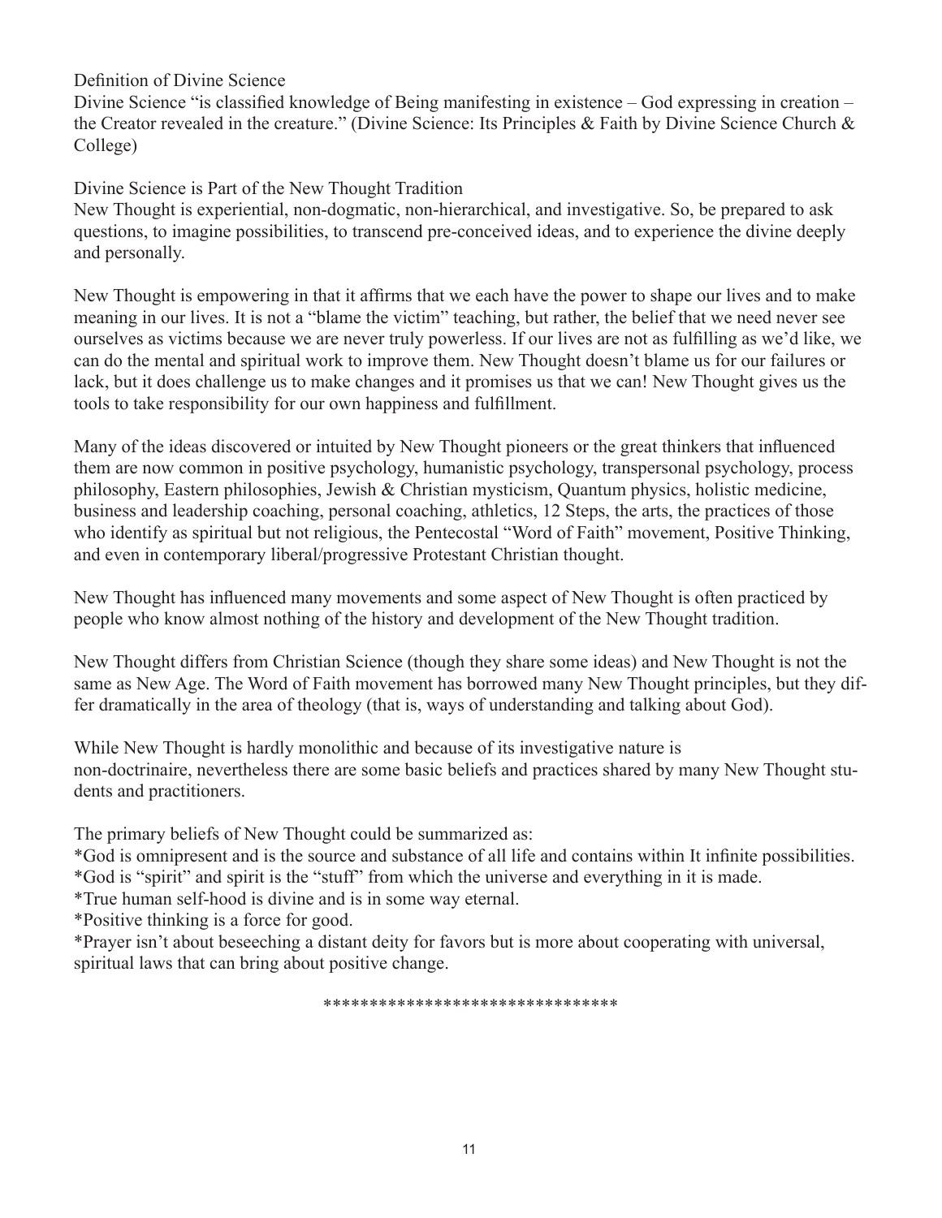## Definition of Divine Science

Divine Science "is classified knowledge of Being manifesting in existence – God expressing in creation – the Creator revealed in the creature." (Divine Science: Its Principles & Faith by Divine Science Church & College)

## Divine Science is Part of the New Thought Tradition

New Thought is experiential, non-dogmatic, non-hierarchical, and investigative. So, be prepared to ask questions, to imagine possibilities, to transcend pre-conceived ideas, and to experience the divine deeply and personally.

New Thought is empowering in that it affirms that we each have the power to shape our lives and to make meaning in our lives. It is not a "blame the victim" teaching, but rather, the belief that we need never see ourselves as victims because we are never truly powerless. If our lives are not as fulfilling as we'd like, we can do the mental and spiritual work to improve them. New Thought doesn't blame us for our failures or lack, but it does challenge us to make changes and it promises us that we can! New Thought gives us the tools to take responsibility for our own happiness and fulfillment.

Many of the ideas discovered or intuited by New Thought pioneers or the great thinkers that influenced them are now common in positive psychology, humanistic psychology, transpersonal psychology, process philosophy, Eastern philosophies, Jewish & Christian mysticism, Quantum physics, holistic medicine, business and leadership coaching, personal coaching, athletics, 12 Steps, the arts, the practices of those who identify as spiritual but not religious, the Pentecostal "Word of Faith" movement, Positive Thinking, and even in contemporary liberal/progressive Protestant Christian thought.

New Thought has influenced many movements and some aspect of New Thought is often practiced by people who know almost nothing of the history and development of the New Thought tradition.

New Thought differs from Christian Science (though they share some ideas) and New Thought is not the same as New Age. The Word of Faith movement has borrowed many New Thought principles, but they differ dramatically in the area of theology (that is, ways of understanding and talking about God).

While New Thought is hardly monolithic and because of its investigative nature is non-doctrinaire, nevertheless there are some basic beliefs and practices shared by many New Thought students and practitioners.

The primary beliefs of New Thought could be summarized as:

*God is omnipresent and is the source and substance of all life and contains within It infinite possibilities.
*God is "spirit" and spirit is the "stuff" from which the universe and everything in it is made.
*True human self-hood is divine and is in some way eternal.
*Positive thinking is a force for good.
*Prayer isn't about beseeching a distant deity for favors but is more about cooperating with universal, spiritual laws that can bring about positive change.

********************************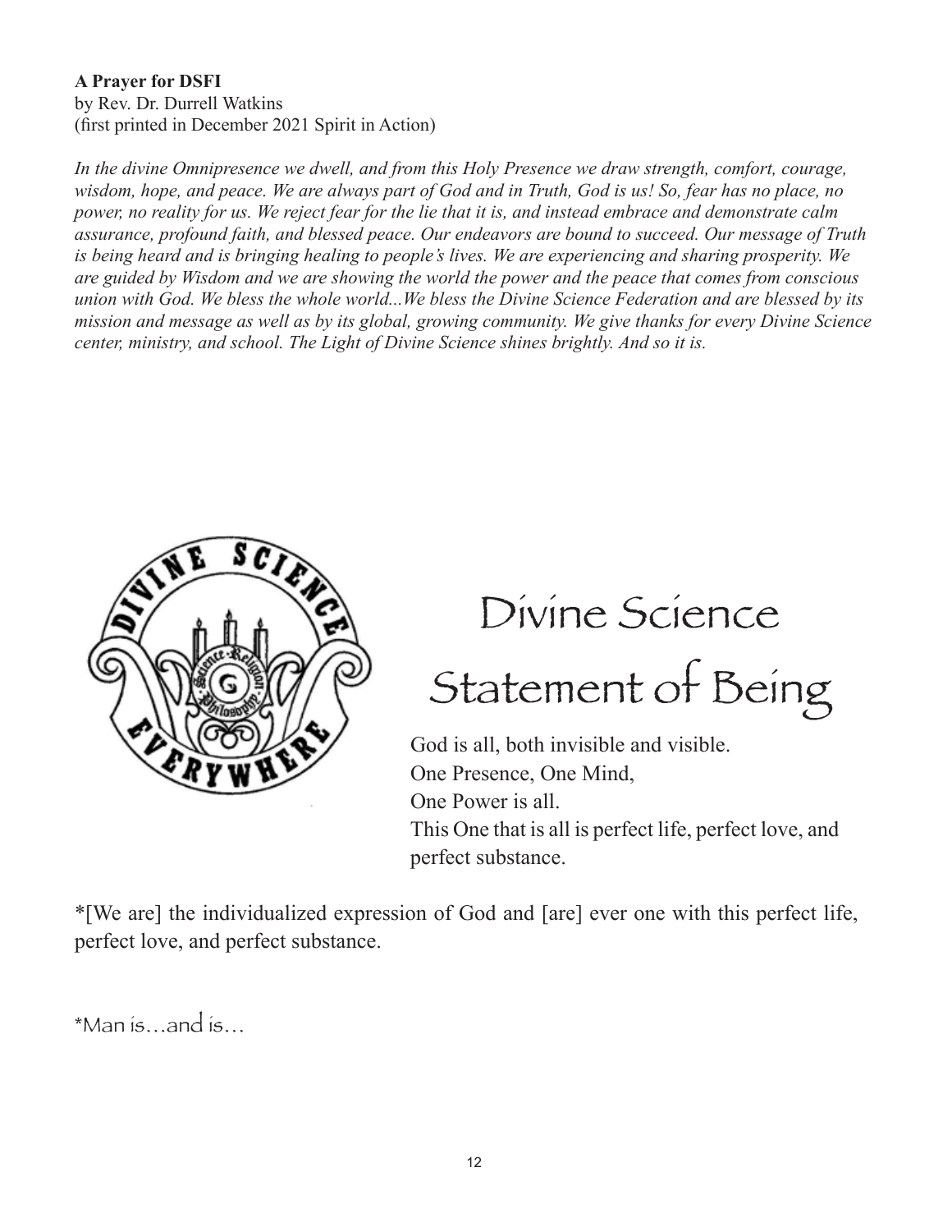**A Prayer for DSFI**
by Rev. Dr. Durrell Watkins
(first printed in December 2021 Spirit in Action)

*In the divine Omnipresence we dwell, and from this Holy Presence we draw strength, comfort, courage, wisdom, hope, and peace. We are always part of God and in Truth, God is us! So, fear has no place, no power, no reality for us. We reject fear for the lie that it is, and instead embrace and demonstrate calm assurance, profound faith, and blessed peace. Our endeavors are bound to succeed. Our message of Truth is being heard and is bringing healing to people's lives. We are experiencing and sharing prosperity. We are guided by Wisdom and we are showing the world the power and the peace that comes from conscious union with God. We bless the whole world...We bless the Divine Science Federation and are blessed by its mission and message as well as by its global, growing community. We give thanks for every Divine Science center, ministry, and school. The Light of Divine Science shines brightly. And so it is.*

DIVINE SCIENCE EVERYWHERE

Science · Religion · Philosophy

G

# Divine Science Statement of Being

God is all, both invisible and visible.
One Presence, One Mind,
One Power is all.
This One that is all is perfect life, perfect love, and perfect substance.

*[We are] the individualized expression of God and [are] ever one with this perfect life, perfect love, and perfect substance.

*Man is…and is…